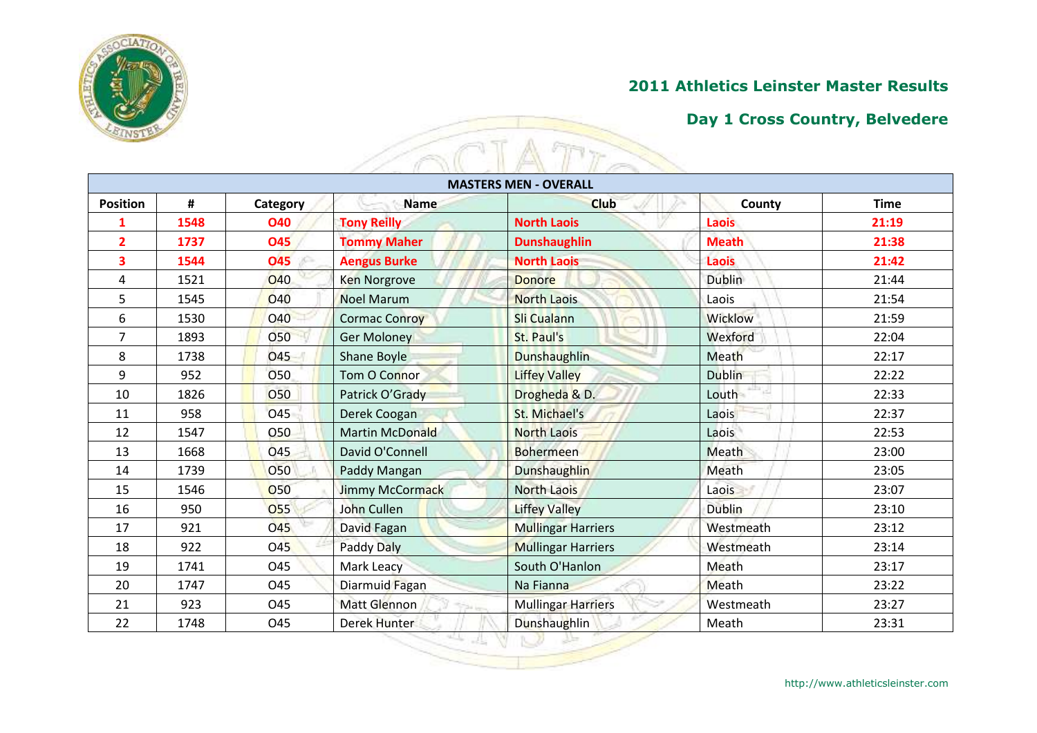## 2011 Athletics Leinster Master Results

## Day 1 Cross Country, Belvedere

| MASTERS MEN - OVERALL | | | | | | |
|---|---|---|---|---|---|---|
| **Position** | **#** | **Category** | **Name** | **Club** | **County** | **Time** |
| **1** | **1548** | **O40** | **Tony Reilly** | **North Laois** | **Laois** | **21:19** |
| **2** | **1737** | **O45** | **Tommy Maher** | **Dunshaughlin** | **Meath** | **21:38** |
| **3** | **1544** | **O45** | **Aengus Burke** | **North Laois** | **Laois** | **21:42** |
| 4 | 1521 | O40 | Ken Norgrove | Donore | Dublin | 21:44 |
| 5 | 1545 | O40 | Noel Marum | North Laois | Laois | 21:54 |
| 6 | 1530 | O40 | Cormac Conroy | Sli Cualann | Wicklow | 21:59 |
| 7 | 1893 | O50 | Ger Moloney | St. Paul's | Wexford | 22:04 |
| 8 | 1738 | O45 | Shane Boyle | Dunshaughlin | Meath | 22:17 |
| 9 | 952 | O50 | Tom O Connor | Liffey Valley | Dublin | 22:22 |
| 10 | 1826 | O50 | Patrick O'Grady | Drogheda & D. | Louth | 22:33 |
| 11 | 958 | O45 | Derek Coogan | St. Michael's | Laois | 22:37 |
| 12 | 1547 | O50 | Martin McDonald | North Laois | Laois | 22:53 |
| 13 | 1668 | O45 | David O'Connell | Bohermeen | Meath | 23:00 |
| 14 | 1739 | O50 | Paddy Mangan | Dunshaughlin | Meath | 23:05 |
| 15 | 1546 | O50 | Jimmy McCormack | North Laois | Laois | 23:07 |
| 16 | 950 | O55 | John Cullen | Liffey Valley | Dublin | 23:10 |
| 17 | 921 | O45 | David Fagan | Mullingar Harriers | Westmeath | 23:12 |
| 18 | 922 | O45 | Paddy Daly | Mullingar Harriers | Westmeath | 23:14 |
| 19 | 1741 | O45 | Mark Leacy | South O'Hanlon | Meath | 23:17 |
| 20 | 1747 | O45 | Diarmuid Fagan | Na Fianna | Meath | 23:22 |
| 21 | 923 | O45 | Matt Glennon | Mullingar Harriers | Westmeath | 23:27 |
| 22 | 1748 | O45 | Derek Hunter | Dunshaughlin | Meath | 23:31 |

http://www.athleticsleinster.com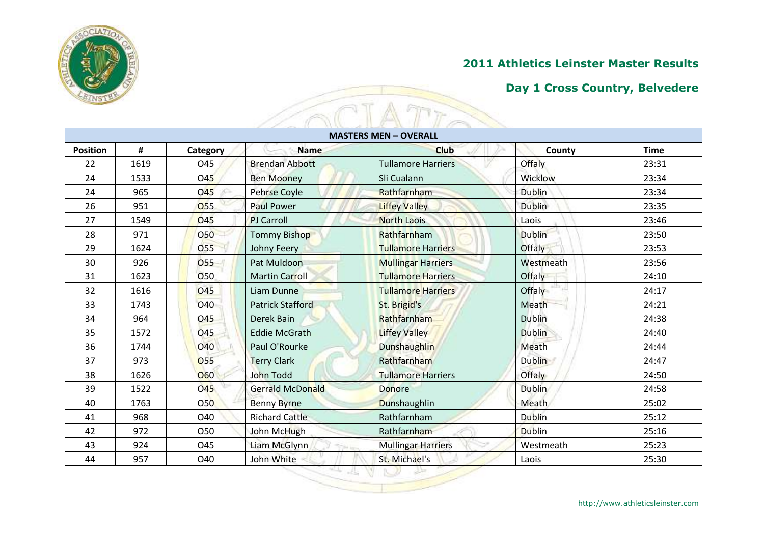## 2011 Athletics Leinster Master Results

## Day 1 Cross Country, Belvedere

| MASTERS MEN – OVERALL | | | | | | |
|---|---|---|---|---|---|---|
| **Position** | **#** | **Category** | **Name** | **Club** | **County** | **Time** |
| 22 | 1619 | O45 | Brendan Abbott | Tullamore Harriers | Offaly | 23:31 |
| 24 | 1533 | O45 | Ben Mooney | Sli Cualann | Wicklow | 23:34 |
| 24 | 965 | O45 | Pehrse Coyle | Rathfarnham | Dublin | 23:34 |
| 26 | 951 | O55 | Paul Power | Liffey Valley | Dublin | 23:35 |
| 27 | 1549 | O45 | PJ Carroll | North Laois | Laois | 23:46 |
| 28 | 971 | O50 | Tommy Bishop | Rathfarnham | Dublin | 23:50 |
| 29 | 1624 | O55 | Johny Feery | Tullamore Harriers | Offaly | 23:53 |
| 30 | 926 | O55 | Pat Muldoon | Mullingar Harriers | Westmeath | 23:56 |
| 31 | 1623 | O50 | Martin Carroll | Tullamore Harriers | Offaly | 24:10 |
| 32 | 1616 | O45 | Liam Dunne | Tullamore Harriers | Offaly | 24:17 |
| 33 | 1743 | O40 | Patrick Stafford | St. Brigid's | Meath | 24:21 |
| 34 | 964 | O45 | Derek Bain | Rathfarnham | Dublin | 24:38 |
| 35 | 1572 | O45 | Eddie McGrath | Liffey Valley | Dublin | 24:40 |
| 36 | 1744 | O40 | Paul O'Rourke | Dunshaughlin | Meath | 24:44 |
| 37 | 973 | O55 | Terry Clark | Rathfarnham | Dublin | 24:47 |
| 38 | 1626 | O60 | John Todd | Tullamore Harriers | Offaly | 24:50 |
| 39 | 1522 | O45 | Gerrald McDonald | Donore | Dublin | 24:58 |
| 40 | 1763 | O50 | Benny Byrne | Dunshaughlin | Meath | 25:02 |
| 41 | 968 | O40 | Richard Cattle | Rathfarnham | Dublin | 25:12 |
| 42 | 972 | O50 | John McHugh | Rathfarnham | Dublin | 25:16 |
| 43 | 924 | O45 | Liam McGlynn | Mullingar Harriers | Westmeath | 25:23 |
| 44 | 957 | O40 | John White | St. Michael's | Laois | 25:30 |

http://www.athleticsleinster.com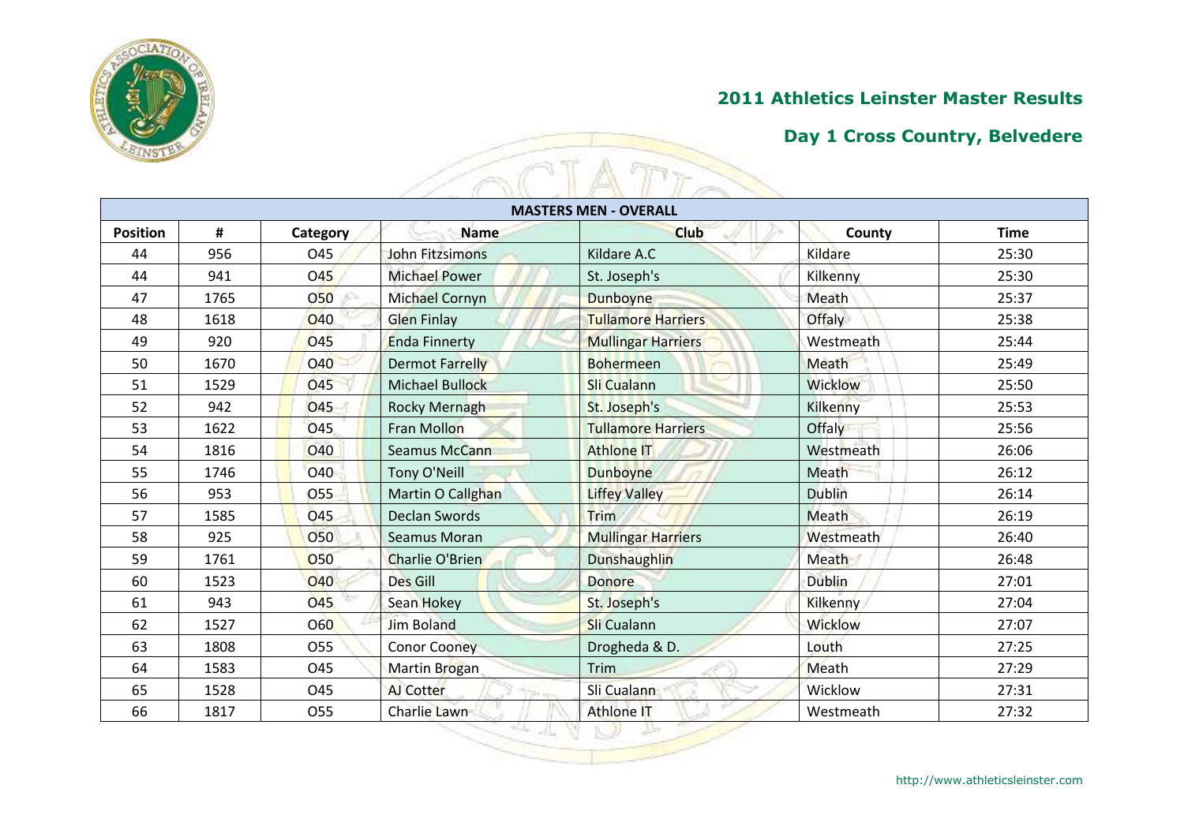## 2011 Athletics Leinster Master Results

## Day 1 Cross Country, Belvedere

| MASTERS MEN - OVERALL | | | | | | |
|---|---|---|---|---|---|---|
| **Position** | **#** | **Category** | **Name** | **Club** | **County** | **Time** |
| 44 | 956 | O45 | John Fitzsimons | Kildare A.C | Kildare | 25:30 |
| 44 | 941 | O45 | Michael Power | St. Joseph's | Kilkenny | 25:30 |
| 47 | 1765 | O50 | Michael Cornyn | Dunboyne | Meath | 25:37 |
| 48 | 1618 | O40 | Glen Finlay | Tullamore Harriers | Offaly | 25:38 |
| 49 | 920 | O45 | Enda Finnerty | Mullingar Harriers | Westmeath | 25:44 |
| 50 | 1670 | O40 | Dermot Farrelly | Bohermeen | Meath | 25:49 |
| 51 | 1529 | O45 | Michael Bullock | Sli Cualann | Wicklow | 25:50 |
| 52 | 942 | O45 | Rocky Mernagh | St. Joseph's | Kilkenny | 25:53 |
| 53 | 1622 | O45 | Fran Mollon | Tullamore Harriers | Offaly | 25:56 |
| 54 | 1816 | O40 | Seamus McCann | Athlone IT | Westmeath | 26:06 |
| 55 | 1746 | O40 | Tony O'Neill | Dunboyne | Meath | 26:12 |
| 56 | 953 | O55 | Martin O Callghan | Liffey Valley | Dublin | 26:14 |
| 57 | 1585 | O45 | Declan Swords | Trim | Meath | 26:19 |
| 58 | 925 | O50 | Seamus Moran | Mullingar Harriers | Westmeath | 26:40 |
| 59 | 1761 | O50 | Charlie O'Brien | Dunshaughlin | Meath | 26:48 |
| 60 | 1523 | O40 | Des Gill | Donore | Dublin | 27:01 |
| 61 | 943 | O45 | Sean Hokey | St. Joseph's | Kilkenny | 27:04 |
| 62 | 1527 | O60 | Jim Boland | Sli Cualann | Wicklow | 27:07 |
| 63 | 1808 | O55 | Conor Cooney | Drogheda & D. | Louth | 27:25 |
| 64 | 1583 | O45 | Martin Brogan | Trim | Meath | 27:29 |
| 65 | 1528 | O45 | AJ Cotter | Sli Cualann | Wicklow | 27:31 |
| 66 | 1817 | O55 | Charlie Lawn | Athlone IT | Westmeath | 27:32 |

http://www.athleticsleinster.com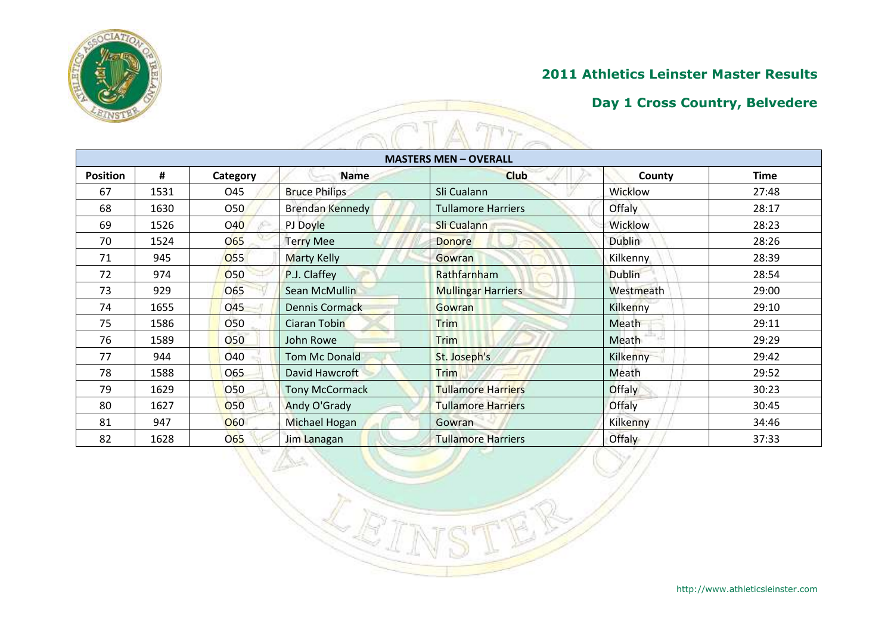## 2011 Athletics Leinster Master Results

## Day 1 Cross Country, Belvedere

| MASTERS MEN – OVERALL | | | | | | |
|---|---|---|---|---|---|---|
| Position | # | Category | Name | Club | County | Time |
| 67 | 1531 | O45 | Bruce Philips | Sli Cualann | Wicklow | 27:48 |
| 68 | 1630 | O50 | Brendan Kennedy | Tullamore Harriers | Offaly | 28:17 |
| 69 | 1526 | O40 | PJ Doyle | Sli Cualann | Wicklow | 28:23 |
| 70 | 1524 | O65 | Terry Mee | Donore | Dublin | 28:26 |
| 71 | 945 | O55 | Marty Kelly | Gowran | Kilkenny | 28:39 |
| 72 | 974 | O50 | P.J. Claffey | Rathfarnham | Dublin | 28:54 |
| 73 | 929 | O65 | Sean McMullin | Mullingar Harriers | Westmeath | 29:00 |
| 74 | 1655 | O45 | Dennis Cormack | Gowran | Kilkenny | 29:10 |
| 75 | 1586 | O50 | Ciaran Tobin | Trim | Meath | 29:11 |
| 76 | 1589 | O50 | John Rowe | Trim | Meath | 29:29 |
| 77 | 944 | O40 | Tom Mc Donald | St. Joseph's | Kilkenny | 29:42 |
| 78 | 1588 | O65 | David Hawcroft | Trim | Meath | 29:52 |
| 79 | 1629 | O50 | Tony McCormack | Tullamore Harriers | Offaly | 30:23 |
| 80 | 1627 | O50 | Andy O'Grady | Tullamore Harriers | Offaly | 30:45 |
| 81 | 947 | O60 | Michael Hogan | Gowran | Kilkenny | 34:46 |
| 82 | 1628 | O65 | Jim Lanagan | Tullamore Harriers | Offaly | 37:33 |

http://www.athleticsleinster.com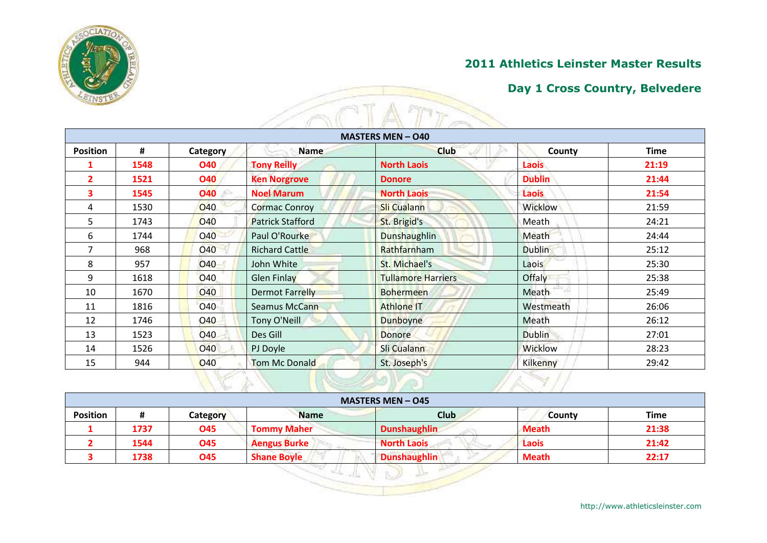## 2011 Athletics Leinster Master Results

## Day 1 Cross Country, Belvedere

| MASTERS MEN – O40 | | | | | | |
|---|---|---|---|---|---|---|
| **Position** | **#** | **Category** | **Name** | **Club** | **County** | **Time** |
| **1** | **1548** | **O40** | **Tony Reilly** | **North Laois** | **Laois** | **21:19** |
| **2** | **1521** | **O40** | **Ken Norgrove** | **Donore** | **Dublin** | **21:44** |
| **3** | **1545** | **O40** | **Noel Marum** | **North Laois** | **Laois** | **21:54** |
| 4 | 1530 | O40 | Cormac Conroy | Sli Cualann | Wicklow | 21:59 |
| 5 | 1743 | O40 | Patrick Stafford | St. Brigid's | Meath | 24:21 |
| 6 | 1744 | O40 | Paul O'Rourke | Dunshaughlin | Meath | 24:44 |
| 7 | 968 | O40 | Richard Cattle | Rathfarnham | Dublin | 25:12 |
| 8 | 957 | O40 | John White | St. Michael's | Laois | 25:30 |
| 9 | 1618 | O40 | Glen Finlay | Tullamore Harriers | Offaly | 25:38 |
| 10 | 1670 | O40 | Dermot Farrelly | Bohermeen | Meath | 25:49 |
| 11 | 1816 | O40 | Seamus McCann | Athlone IT | Westmeath | 26:06 |
| 12 | 1746 | O40 | Tony O'Neill | Dunboyne | Meath | 26:12 |
| 13 | 1523 | O40 | Des Gill | Donore | Dublin | 27:01 |
| 14 | 1526 | O40 | PJ Doyle | Sli Cualann | Wicklow | 28:23 |
| 15 | 944 | O40 | Tom Mc Donald | St. Joseph's | Kilkenny | 29:42 |

| MASTERS MEN – O45 | | | | | | |
|---|---|---|---|---|---|---|
| **Position** | **#** | **Category** | **Name** | **Club** | **County** | **Time** |
| **1** | **1737** | **O45** | **Tommy Maher** | **Dunshaughlin** | **Meath** | **21:38** |
| **2** | **1544** | **O45** | **Aengus Burke** | **North Laois** | **Laois** | **21:42** |
| **3** | **1738** | **O45** | **Shane Boyle** | **Dunshaughlin** | **Meath** | **22:17** |

http://www.athleticsleinster.com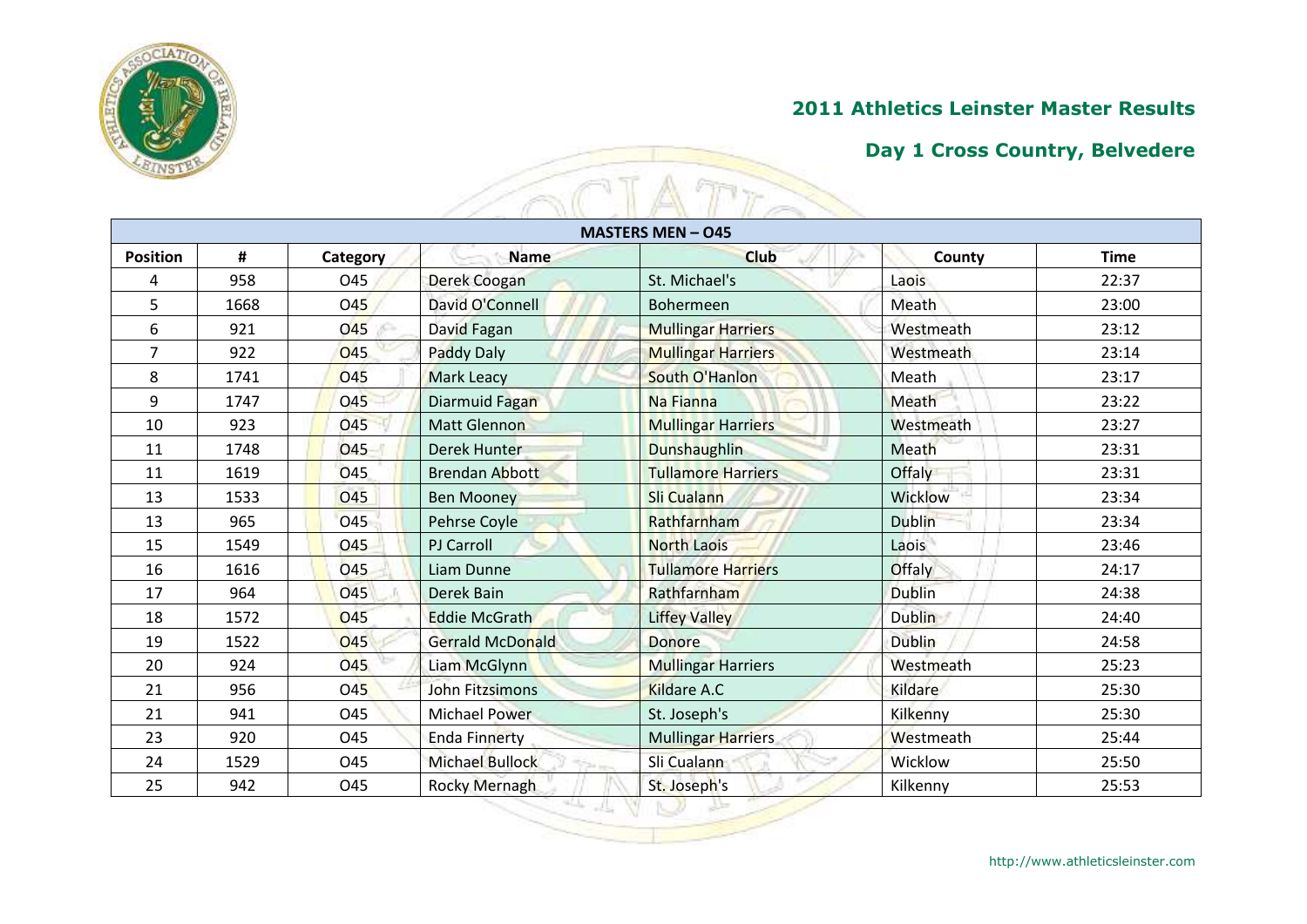## 2011 Athletics Leinster Master Results

## Day 1 Cross Country, Belvedere

| MASTERS MEN – O45 | | | | | | |
|---|---|---|---|---|---|---|
| **Position** | **#** | **Category** | **Name** | **Club** | **County** | **Time** |
| 4 | 958 | O45 | Derek Coogan | St. Michael's | Laois | 22:37 |
| 5 | 1668 | O45 | David O'Connell | Bohermeen | Meath | 23:00 |
| 6 | 921 | O45 | David Fagan | Mullingar Harriers | Westmeath | 23:12 |
| 7 | 922 | O45 | Paddy Daly | Mullingar Harriers | Westmeath | 23:14 |
| 8 | 1741 | O45 | Mark Leacy | South O'Hanlon | Meath | 23:17 |
| 9 | 1747 | O45 | Diarmuid Fagan | Na Fianna | Meath | 23:22 |
| 10 | 923 | O45 | Matt Glennon | Mullingar Harriers | Westmeath | 23:27 |
| 11 | 1748 | O45 | Derek Hunter | Dunshaughlin | Meath | 23:31 |
| 11 | 1619 | O45 | Brendan Abbott | Tullamore Harriers | Offaly | 23:31 |
| 13 | 1533 | O45 | Ben Mooney | Sli Cualann | Wicklow | 23:34 |
| 13 | 965 | O45 | Pehrse Coyle | Rathfarnham | Dublin | 23:34 |
| 15 | 1549 | O45 | PJ Carroll | North Laois | Laois | 23:46 |
| 16 | 1616 | O45 | Liam Dunne | Tullamore Harriers | Offaly | 24:17 |
| 17 | 964 | O45 | Derek Bain | Rathfarnham | Dublin | 24:38 |
| 18 | 1572 | O45 | Eddie McGrath | Liffey Valley | Dublin | 24:40 |
| 19 | 1522 | O45 | Gerrald McDonald | Donore | Dublin | 24:58 |
| 20 | 924 | O45 | Liam McGlynn | Mullingar Harriers | Westmeath | 25:23 |
| 21 | 956 | O45 | John Fitzsimons | Kildare A.C | Kildare | 25:30 |
| 21 | 941 | O45 | Michael Power | St. Joseph's | Kilkenny | 25:30 |
| 23 | 920 | O45 | Enda Finnerty | Mullingar Harriers | Westmeath | 25:44 |
| 24 | 1529 | O45 | Michael Bullock | Sli Cualann | Wicklow | 25:50 |
| 25 | 942 | O45 | Rocky Mernagh | St. Joseph's | Kilkenny | 25:53 |

http://www.athleticsleinster.com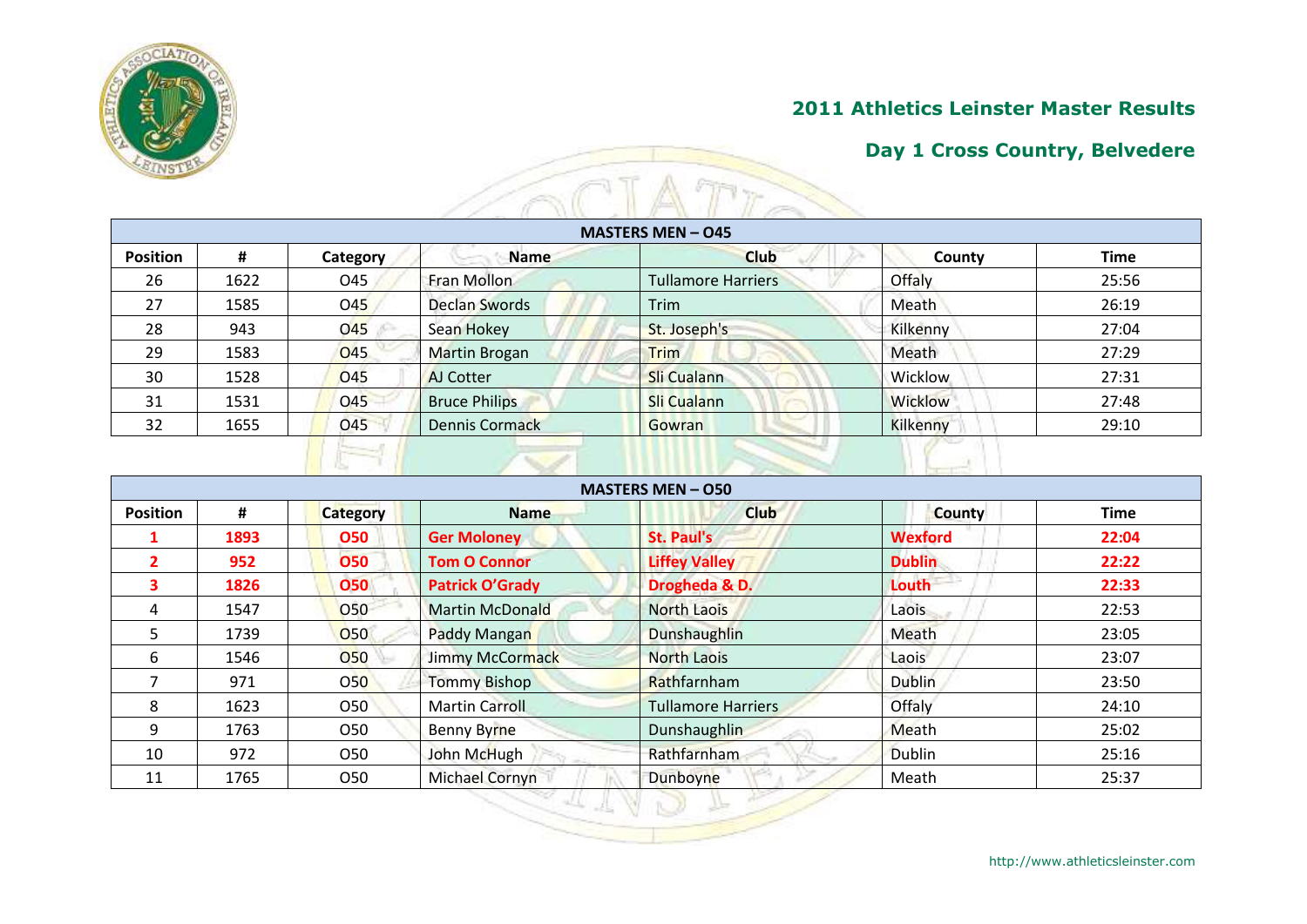## 2011 Athletics Leinster Master Results

## Day 1 Cross Country, Belvedere

| MASTERS MEN – O45 | | | | | | |
|---|---|---|---|---|---|---|
| **Position** | **#** | **Category** | **Name** | **Club** | **County** | **Time** |
| 26 | 1622 | O45 | Fran Mollon | Tullamore Harriers | Offaly | 25:56 |
| 27 | 1585 | O45 | Declan Swords | Trim | Meath | 26:19 |
| 28 | 943 | O45 | Sean Hokey | St. Joseph's | Kilkenny | 27:04 |
| 29 | 1583 | O45 | Martin Brogan | Trim | Meath | 27:29 |
| 30 | 1528 | O45 | AJ Cotter | Sli Cualann | Wicklow | 27:31 |
| 31 | 1531 | O45 | Bruce Philips | Sli Cualann | Wicklow | 27:48 |
| 32 | 1655 | O45 | Dennis Cormack | Gowran | Kilkenny | 29:10 |

| MASTERS MEN – O50 | | | | | | |
|---|---|---|---|---|---|---|
| **Position** | **#** | **Category** | **Name** | **Club** | **County** | **Time** |
| **1** | **1893** | **O50** | **Ger Moloney** | **St. Paul's** | **Wexford** | **22:04** |
| **2** | **952** | **O50** | **Tom O Connor** | **Liffey Valley** | **Dublin** | **22:22** |
| **3** | **1826** | **O50** | **Patrick O'Grady** | **Drogheda & D.** | **Louth** | **22:33** |
| 4 | 1547 | O50 | Martin McDonald | North Laois | Laois | 22:53 |
| 5 | 1739 | O50 | Paddy Mangan | Dunshaughlin | Meath | 23:05 |
| 6 | 1546 | O50 | Jimmy McCormack | North Laois | Laois | 23:07 |
| 7 | 971 | O50 | Tommy Bishop | Rathfarnham | Dublin | 23:50 |
| 8 | 1623 | O50 | Martin Carroll | Tullamore Harriers | Offaly | 24:10 |
| 9 | 1763 | O50 | Benny Byrne | Dunshaughlin | Meath | 25:02 |
| 10 | 972 | O50 | John McHugh | Rathfarnham | Dublin | 25:16 |
| 11 | 1765 | O50 | Michael Cornyn | Dunboyne | Meath | 25:37 |

http://www.athleticsleinster.com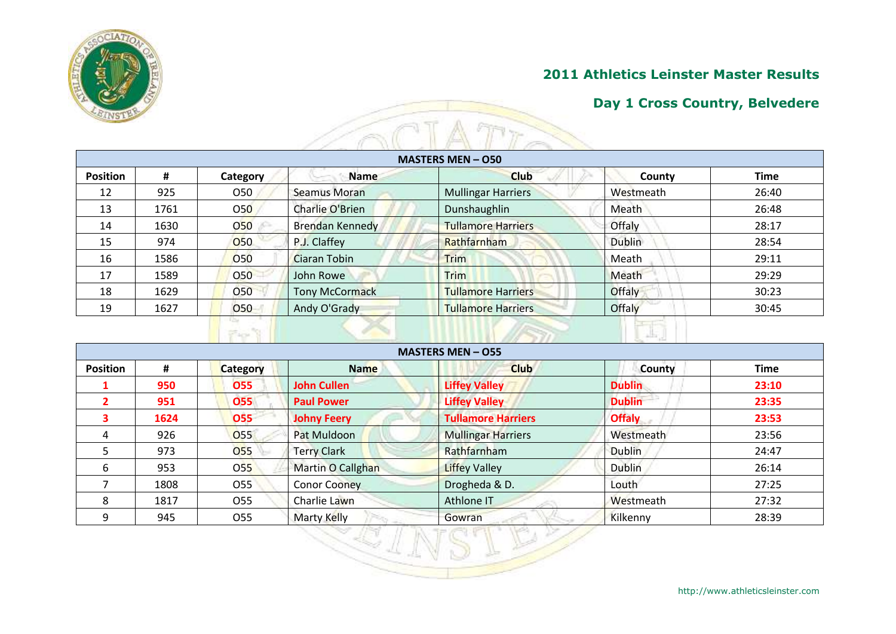## 2011 Athletics Leinster Master Results

## Day 1 Cross Country, Belvedere

| MASTERS MEN – O50 | | | | | | |
|---|---|---|---|---|---|---|
| **Position** | **#** | **Category** | **Name** | **Club** | **County** | **Time** |
| 12 | 925 | O50 | Seamus Moran | Mullingar Harriers | Westmeath | 26:40 |
| 13 | 1761 | O50 | Charlie O'Brien | Dunshaughlin | Meath | 26:48 |
| 14 | 1630 | O50 | Brendan Kennedy | Tullamore Harriers | Offaly | 28:17 |
| 15 | 974 | O50 | P.J. Claffey | Rathfarnham | Dublin | 28:54 |
| 16 | 1586 | O50 | Ciaran Tobin | Trim | Meath | 29:11 |
| 17 | 1589 | O50 | John Rowe | Trim | Meath | 29:29 |
| 18 | 1629 | O50 | Tony McCormack | Tullamore Harriers | Offaly | 30:23 |
| 19 | 1627 | O50 | Andy O'Grady | Tullamore Harriers | Offaly | 30:45 |

| MASTERS MEN – O55 | | | | | | |
|---|---|---|---|---|---|---|
| **Position** | **#** | **Category** | **Name** | **Club** | **County** | **Time** |
| **1** | **950** | **O55** | **John Cullen** | **Liffey Valley** | **Dublin** | **23:10** |
| **2** | **951** | **O55** | **Paul Power** | **Liffey Valley** | **Dublin** | **23:35** |
| **3** | **1624** | **O55** | **Johny Feery** | **Tullamore Harriers** | **Offaly** | **23:53** |
| 4 | 926 | O55 | Pat Muldoon | Mullingar Harriers | Westmeath | 23:56 |
| 5 | 973 | O55 | Terry Clark | Rathfarnham | Dublin | 24:47 |
| 6 | 953 | O55 | Martin O Callghan | Liffey Valley | Dublin | 26:14 |
| 7 | 1808 | O55 | Conor Cooney | Drogheda & D. | Louth | 27:25 |
| 8 | 1817 | O55 | Charlie Lawn | Athlone IT | Westmeath | 27:32 |
| 9 | 945 | O55 | Marty Kelly | Gowran | Kilkenny | 28:39 |

http://www.athleticsleinster.com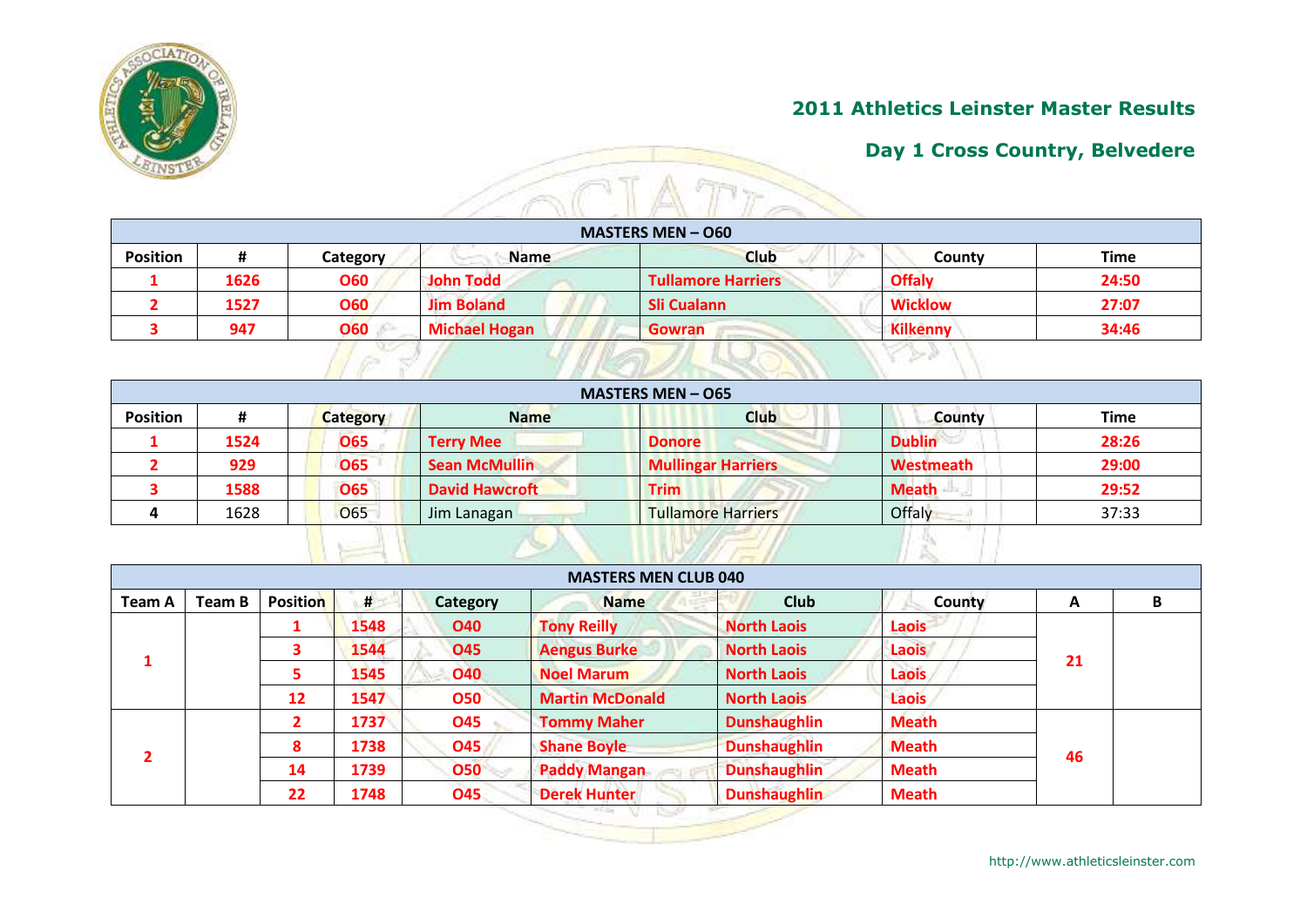## 2011 Athletics Leinster Master Results

## Day 1 Cross Country, Belvedere

| MASTERS MEN – O60 | | | | | | |
|---|---|---|---|---|---|---|
| **Position** | **#** | **Category** | **Name** | **Club** | **County** | **Time** |
| **1** | **1626** | **O60** | **John Todd** | **Tullamore Harriers** | **Offaly** | **24:50** |
| **2** | **1527** | **O60** | **Jim Boland** | **Sli Cualann** | **Wicklow** | **27:07** |
| **3** | **947** | **O60** | **Michael Hogan** | **Gowran** | **Kilkenny** | **34:46** |

| MASTERS MEN – O65 | | | | | | |
|---|---|---|---|---|---|---|
| **Position** | **#** | **Category** | **Name** | **Club** | **County** | **Time** |
| **1** | **1524** | **O65** | **Terry Mee** | **Donore** | **Dublin** | **28:26** |
| **2** | **929** | **O65** | **Sean McMullin** | **Mullingar Harriers** | **Westmeath** | **29:00** |
| **3** | **1588** | **O65** | **David Hawcroft** | **Trim** | **Meath** | **29:52** |
| 4 | 1628 | O65 | Jim Lanagan | Tullamore Harriers | Offaly | 37:33 |

| MASTERS MEN CLUB 040 | | | | | | | | | |
|---|---|---|---|---|---|---|---|---|---|
| **Team A** | **Team B** | **Position** | **#** | **Category** | **Name** | **Club** | **County** | **A** | **B** |
| **1** | | **1** | **1548** | **O40** | **Tony Reilly** | **North Laois** | **Laois** | **21** | |
| | | **3** | **1544** | **O45** | **Aengus Burke** | **North Laois** | **Laois** | | |
| | | **5** | **1545** | **O40** | **Noel Marum** | **North Laois** | **Laois** | | |
| | | **12** | **1547** | **O50** | **Martin McDonald** | **North Laois** | **Laois** | | |
| **2** | | **2** | **1737** | **O45** | **Tommy Maher** | **Dunshaughlin** | **Meath** | **46** | |
| | | **8** | **1738** | **O45** | **Shane Boyle** | **Dunshaughlin** | **Meath** | | |
| | | **14** | **1739** | **O50** | **Paddy Mangan** | **Dunshaughlin** | **Meath** | | |
| | | **22** | **1748** | **O45** | **Derek Hunter** | **Dunshaughlin** | **Meath** | | |

http://www.athleticsleinster.com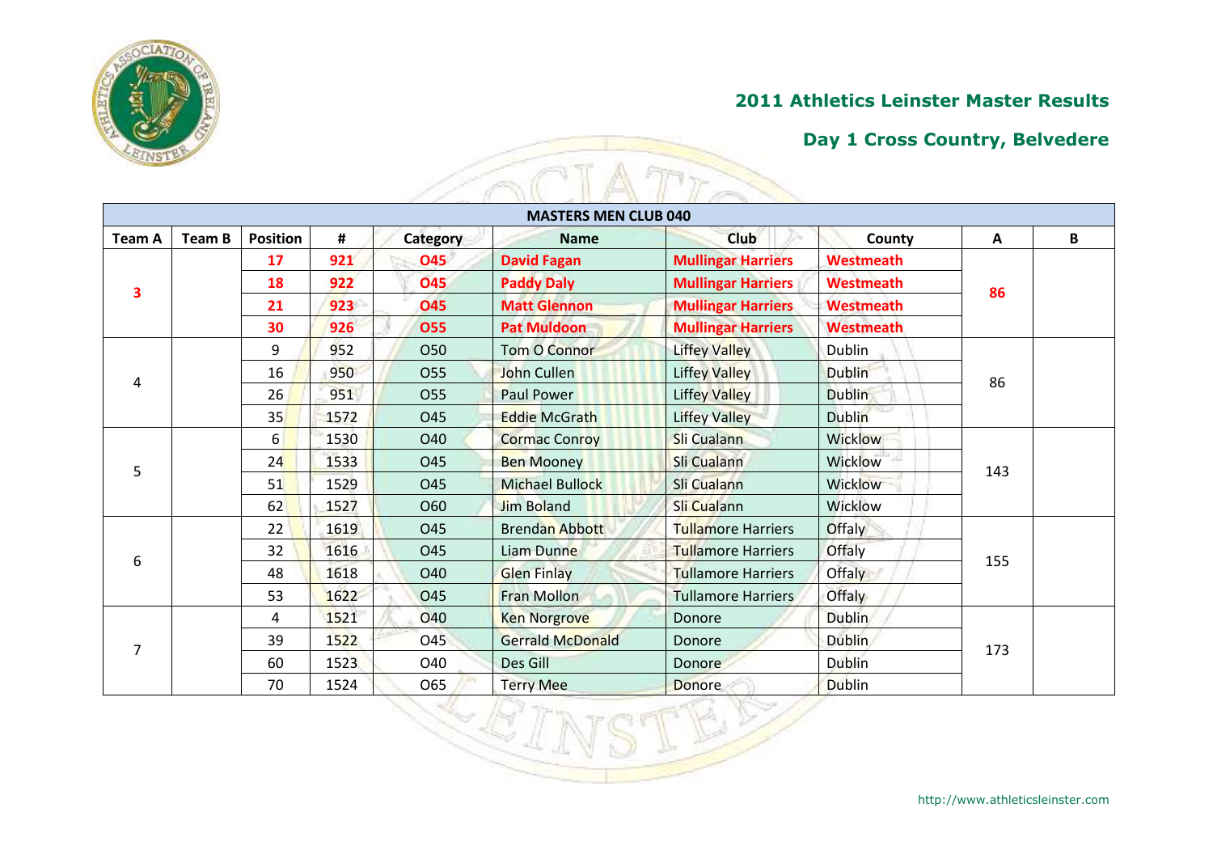## 2011 Athletics Leinster Master Results

## Day 1 Cross Country, Belvedere

| MASTERS MEN CLUB 040 | | | | | | | | | |
|---|---|---|---|---|---|---|---|---|---|
| Team A | Team B | Position | # | Category | Name | Club | County | A | B |
| **3** | | **17** | **921** | **O45** | **David Fagan** | **Mullingar Harriers** | **Westmeath** | **86** | |
| | | **18** | **922** | **O45** | **Paddy Daly** | **Mullingar Harriers** | **Westmeath** | | |
| | | **21** | **923** | **O45** | **Matt Glennon** | **Mullingar Harriers** | **Westmeath** | | |
| | | **30** | **926** | **O55** | **Pat Muldoon** | **Mullingar Harriers** | **Westmeath** | | |
| 4 | | 9 | 952 | O50 | Tom O Connor | Liffey Valley | Dublin | 86 | |
| | | 16 | 950 | O55 | John Cullen | Liffey Valley | Dublin | | |
| | | 26 | 951 | O55 | Paul Power | Liffey Valley | Dublin | | |
| | | 35 | 1572 | O45 | Eddie McGrath | Liffey Valley | Dublin | | |
| 5 | | 6 | 1530 | O40 | Cormac Conroy | Sli Cualann | Wicklow | 143 | |
| | | 24 | 1533 | O45 | Ben Mooney | Sli Cualann | Wicklow | | |
| | | 51 | 1529 | O45 | Michael Bullock | Sli Cualann | Wicklow | | |
| | | 62 | 1527 | O60 | Jim Boland | Sli Cualann | Wicklow | | |
| 6 | | 22 | 1619 | O45 | Brendan Abbott | Tullamore Harriers | Offaly | 155 | |
| | | 32 | 1616 | O45 | Liam Dunne | Tullamore Harriers | Offaly | | |
| | | 48 | 1618 | O40 | Glen Finlay | Tullamore Harriers | Offaly | | |
| | | 53 | 1622 | O45 | Fran Mollon | Tullamore Harriers | Offaly | | |
| 7 | | 4 | 1521 | O40 | Ken Norgrove | Donore | Dublin | 173 | |
| | | 39 | 1522 | O45 | Gerrald McDonald | Donore | Dublin | | |
| | | 60 | 1523 | O40 | Des Gill | Donore | Dublin | | |
| | | 70 | 1524 | O65 | Terry Mee | Donore | Dublin | | |

http://www.athleticsleinster.com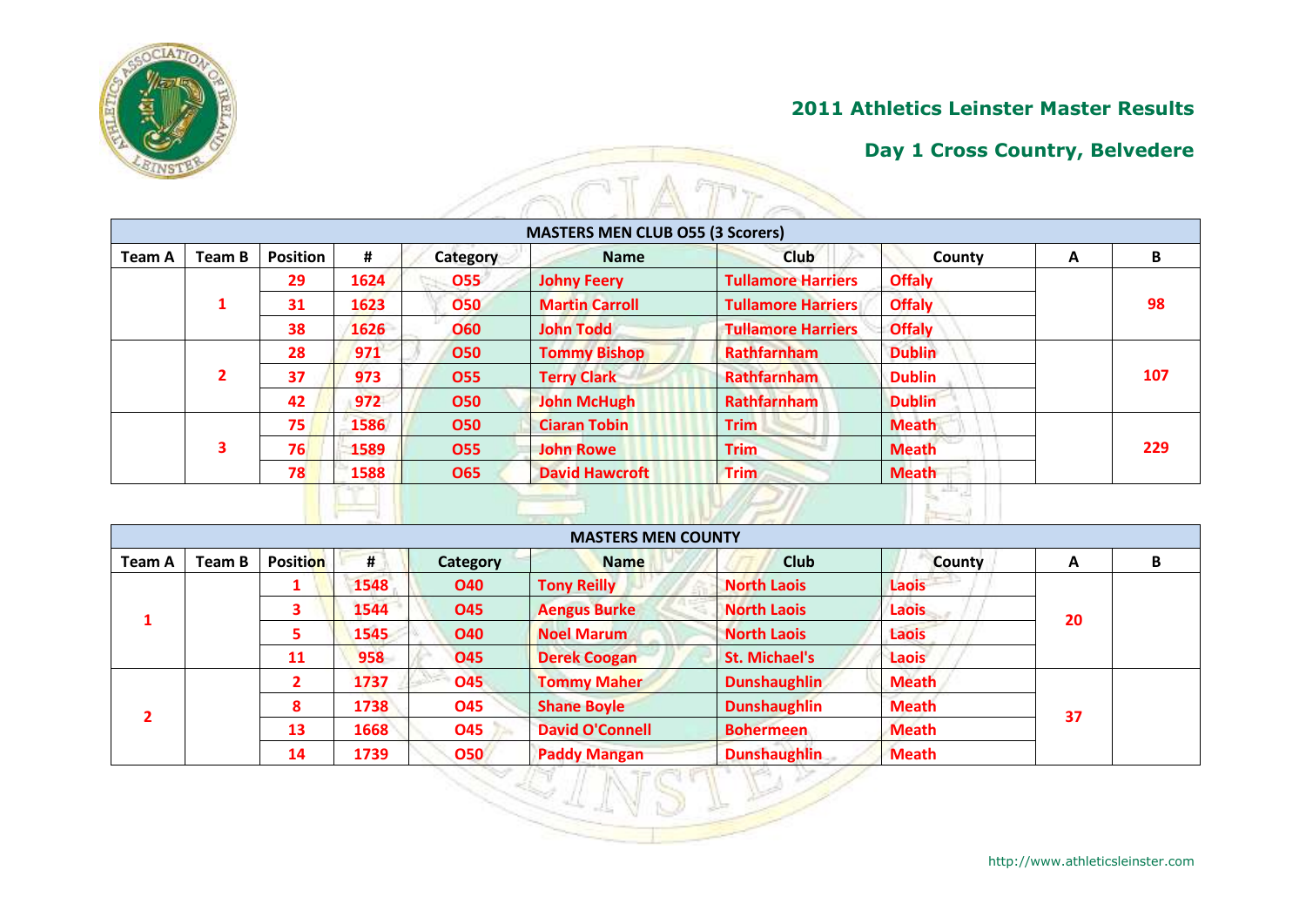## 2011 Athletics Leinster Master Results

## Day 1 Cross Country, Belvedere

| MASTERS MEN CLUB O55 (3 Scorers) | | | | | | | | | |
|---|---|---|---|---|---|---|---|---|---|
| **Team A** | **Team B** | **Position** | **#** | **Category** | **Name** | **Club** | **County** | **A** | **B** |
| | 1 | 29 | 1624 | O55 | Johny Feery | Tullamore Harriers | Offaly | | 98 |
| | | 31 | 1623 | O50 | Martin Carroll | Tullamore Harriers | Offaly | | |
| | | 38 | 1626 | O60 | John Todd | Tullamore Harriers | Offaly | | |
| | 2 | 28 | 971 | O50 | Tommy Bishop | Rathfarnham | Dublin | | 107 |
| | | 37 | 973 | O55 | Terry Clark | Rathfarnham | Dublin | | |
| | | 42 | 972 | O50 | John McHugh | Rathfarnham | Dublin | | |
| | 3 | 75 | 1586 | O50 | Ciaran Tobin | Trim | Meath | | 229 |
| | | 76 | 1589 | O55 | John Rowe | Trim | Meath | | |
| | | 78 | 1588 | O65 | David Hawcroft | Trim | Meath | | |

| MASTERS MEN COUNTY | | | | | | | | | |
|---|---|---|---|---|---|---|---|---|---|
| **Team A** | **Team B** | **Position** | **#** | **Category** | **Name** | **Club** | **County** | **A** | **B** |
| 1 | | 1 | 1548 | O40 | Tony Reilly | North Laois | Laois | 20 | |
| | | 3 | 1544 | O45 | Aengus Burke | North Laois | Laois | | |
| | | 5 | 1545 | O40 | Noel Marum | North Laois | Laois | | |
| | | 11 | 958 | O45 | Derek Coogan | St. Michael's | Laois | | |
| 2 | | 2 | 1737 | O45 | Tommy Maher | Dunshaughlin | Meath | 37 | |
| | | 8 | 1738 | O45 | Shane Boyle | Dunshaughlin | Meath | | |
| | | 13 | 1668 | O45 | David O'Connell | Bohermeen | Meath | | |
| | | 14 | 1739 | O50 | Paddy Mangan | Dunshaughlin | Meath | | |

http://www.athleticsleinster.com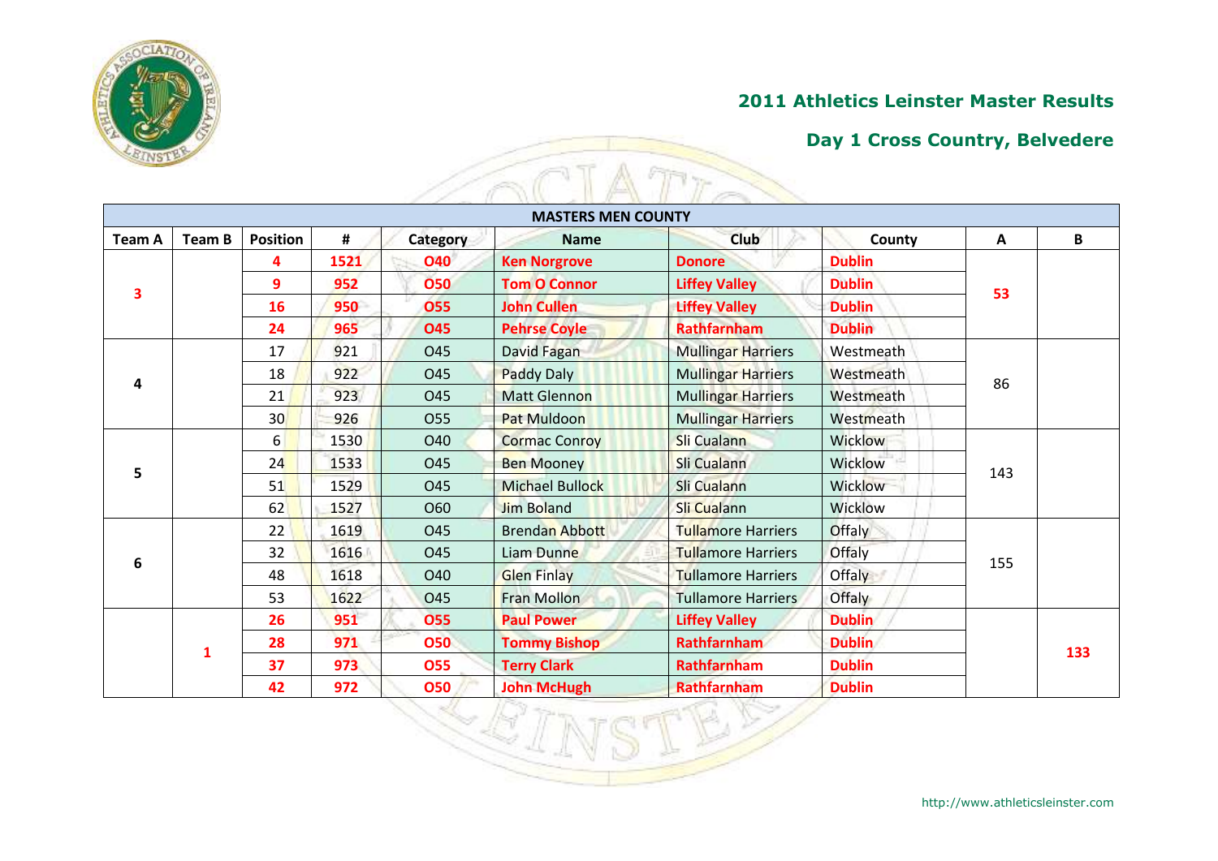## 2011 Athletics Leinster Master Results

## Day 1 Cross Country, Belvedere

| MASTERS MEN COUNTY | | | | | | | | | |
|---|---|---|---|---|---|---|---|---|---|
| **Team A** | **Team B** | **Position** | **#** | **Category** | **Name** | **Club** | **County** | **A** | **B** |
| **3** | | **4** | **1521** | **O40** | **Ken Norgrove** | **Donore** | **Dublin** | **53** | |
| | | **9** | **952** | **O50** | **Tom O Connor** | **Liffey Valley** | **Dublin** | | |
| | | **16** | **950** | **O55** | **John Cullen** | **Liffey Valley** | **Dublin** | | |
| | | **24** | **965** | **O45** | **Pehrse Coyle** | **Rathfarnham** | **Dublin** | | |
| 4 | | 17 | 921 | O45 | David Fagan | Mullingar Harriers | Westmeath | 86 | |
| | | 18 | 922 | O45 | Paddy Daly | Mullingar Harriers | Westmeath | | |
| | | 21 | 923 | O45 | Matt Glennon | Mullingar Harriers | Westmeath | | |
| | | 30 | 926 | O55 | Pat Muldoon | Mullingar Harriers | Westmeath | | |
| 5 | | 6 | 1530 | O40 | Cormac Conroy | Sli Cualann | Wicklow | 143 | |
| | | 24 | 1533 | O45 | Ben Mooney | Sli Cualann | Wicklow | | |
| | | 51 | 1529 | O45 | Michael Bullock | Sli Cualann | Wicklow | | |
| | | 62 | 1527 | O60 | Jim Boland | Sli Cualann | Wicklow | | |
| 6 | | 22 | 1619 | O45 | Brendan Abbott | Tullamore Harriers | Offaly | 155 | |
| | | 32 | 1616 | O45 | Liam Dunne | Tullamore Harriers | Offaly | | |
| | | 48 | 1618 | O40 | Glen Finlay | Tullamore Harriers | Offaly | | |
| | | 53 | 1622 | O45 | Fran Mollon | Tullamore Harriers | Offaly | | |
| | **1** | **26** | **951** | **O55** | **Paul Power** | **Liffey Valley** | **Dublin** | | **133** |
| | | **28** | **971** | **O50** | **Tommy Bishop** | **Rathfarnham** | **Dublin** | | |
| | | **37** | **973** | **O55** | **Terry Clark** | **Rathfarnham** | **Dublin** | | |
| | | **42** | **972** | **O50** | **John McHugh** | **Rathfarnham** | **Dublin** | | |

http://www.athleticsleinster.com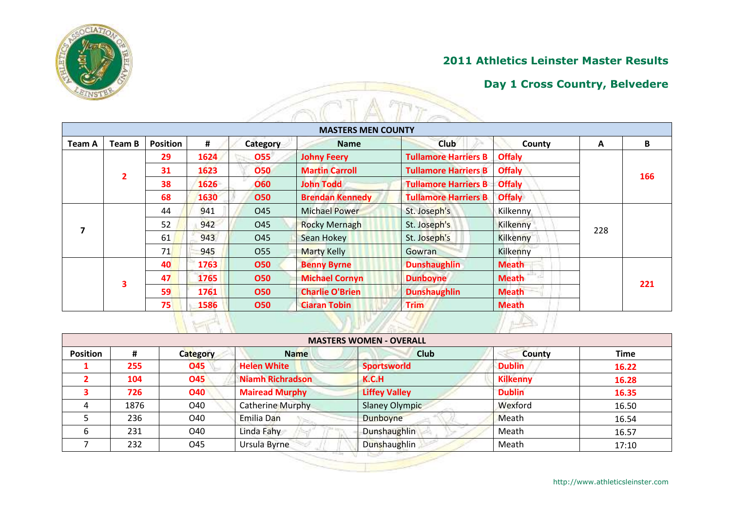## 2011 Athletics Leinster Master Results

## Day 1 Cross Country, Belvedere

| MASTERS MEN COUNTY | | | | | | | | | |
|---|---|---|---|---|---|---|---|---|---|
| **Team A** | **Team B** | **Position** | **#** | **Category** | **Name** | **Club** | **County** | **A** | **B** |
| | **2** | **29** | **1624** | **O55** | **Johny Feery** | **Tullamore Harriers B** | **Offaly** | | **166** |
| | | **31** | **1623** | **O50** | **Martin Carroll** | **Tullamore Harriers B** | **Offaly** | | |
| | | **38** | **1626** | **O60** | **John Todd** | **Tullamore Harriers B** | **Offaly** | | |
| | | **68** | **1630** | **O50** | **Brendan Kennedy** | **Tullamore Harriers B** | **Offaly** | | |
| **7** | | 44 | 941 | O45 | Michael Power | St. Joseph's | Kilkenny | 228 | |
| | | 52 | 942 | O45 | Rocky Mernagh | St. Joseph's | Kilkenny | | |
| | | 61 | 943 | O45 | Sean Hokey | St. Joseph's | Kilkenny | | |
| | | 71 | 945 | O55 | Marty Kelly | Gowran | Kilkenny | | |
| | **3** | **40** | **1763** | **O50** | **Benny Byrne** | **Dunshaughlin** | **Meath** | | **221** |
| | | **47** | **1765** | **O50** | **Michael Cornyn** | **Dunboyne** | **Meath** | | |
| | | **59** | **1761** | **O50** | **Charlie O'Brien** | **Dunshaughlin** | **Meath** | | |
| | | **75** | **1586** | **O50** | **Ciaran Tobin** | **Trim** | **Meath** | | |

| MASTERS WOMEN - OVERALL | | | | | | |
|---|---|---|---|---|---|---|
| **Position** | **#** | **Category** | **Name** | **Club** | **County** | **Time** |
| **1** | **255** | **O45** | **Helen White** | **Sportsworld** | **Dublin** | **16.22** |
| **2** | **104** | **O45** | **Niamh Richradson** | **K.C.H** | **Kilkenny** | **16.28** |
| **3** | **726** | **O40** | **Mairead Murphy** | **Liffey Valley** | **Dublin** | **16.35** |
| 4 | 1876 | O40 | Catherine Murphy | Slaney Olympic | Wexford | 16.50 |
| 5 | 236 | O40 | Emilia Dan | Dunboyne | Meath | 16.54 |
| 6 | 231 | O40 | Linda Fahy | Dunshaughlin | Meath | 16.57 |
| 7 | 232 | O45 | Ursula Byrne | Dunshaughlin | Meath | 17:10 |

http://www.athleticsleinster.com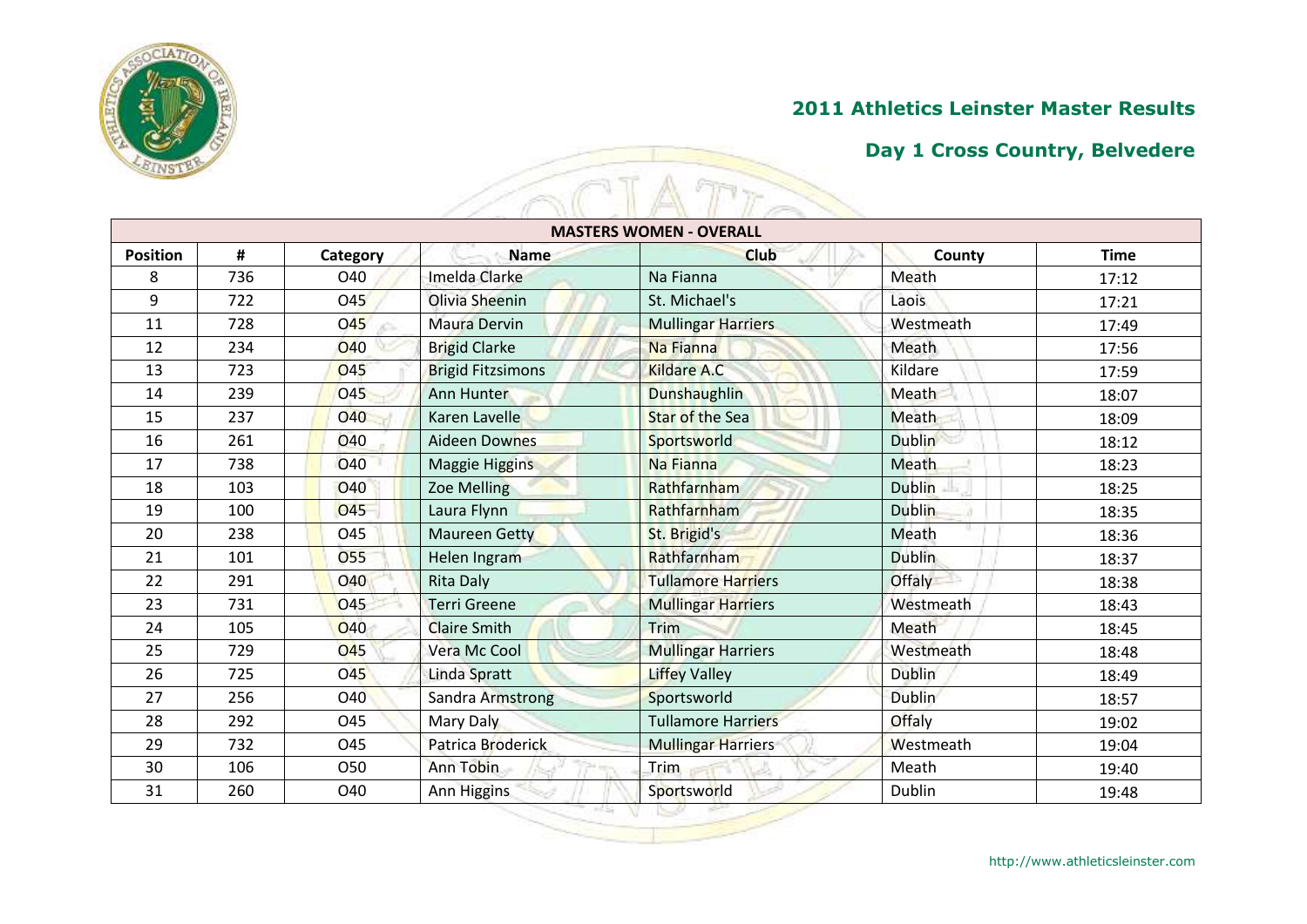## 2011 Athletics Leinster Master Results

## Day 1 Cross Country, Belvedere

| MASTERS WOMEN - OVERALL | | | | | | |
|---|---|---|---|---|---|---|
| Position | # | Category | Name | Club | County | Time |
| 8 | 736 | O40 | Imelda Clarke | Na Fianna | Meath | 17:12 |
| 9 | 722 | O45 | Olivia Sheenin | St. Michael's | Laois | 17:21 |
| 11 | 728 | O45 | Maura Dervin | Mullingar Harriers | Westmeath | 17:49 |
| 12 | 234 | O40 | Brigid Clarke | Na Fianna | Meath | 17:56 |
| 13 | 723 | O45 | Brigid Fitzsimons | Kildare A.C | Kildare | 17:59 |
| 14 | 239 | O45 | Ann Hunter | Dunshaughlin | Meath | 18:07 |
| 15 | 237 | O40 | Karen Lavelle | Star of the Sea | Meath | 18:09 |
| 16 | 261 | O40 | Aideen Downes | Sportsworld | Dublin | 18:12 |
| 17 | 738 | O40 | Maggie Higgins | Na Fianna | Meath | 18:23 |
| 18 | 103 | O40 | Zoe Melling | Rathfarnham | Dublin | 18:25 |
| 19 | 100 | O45 | Laura Flynn | Rathfarnham | Dublin | 18:35 |
| 20 | 238 | O45 | Maureen Getty | St. Brigid's | Meath | 18:36 |
| 21 | 101 | O55 | Helen Ingram | Rathfarnham | Dublin | 18:37 |
| 22 | 291 | O40 | Rita Daly | Tullamore Harriers | Offaly | 18:38 |
| 23 | 731 | O45 | Terri Greene | Mullingar Harriers | Westmeath | 18:43 |
| 24 | 105 | O40 | Claire Smith | Trim | Meath | 18:45 |
| 25 | 729 | O45 | Vera Mc Cool | Mullingar Harriers | Westmeath | 18:48 |
| 26 | 725 | O45 | Linda Spratt | Liffey Valley | Dublin | 18:49 |
| 27 | 256 | O40 | Sandra Armstrong | Sportsworld | Dublin | 18:57 |
| 28 | 292 | O45 | Mary Daly | Tullamore Harriers | Offaly | 19:02 |
| 29 | 732 | O45 | Patricia Broderick | Mullingar Harriers | Westmeath | 19:04 |
| 30 | 106 | O50 | Ann Tobin | Trim | Meath | 19:40 |
| 31 | 260 | O40 | Ann Higgins | Sportsworld | Dublin | 19:48 |

http://www.athleticsleinster.com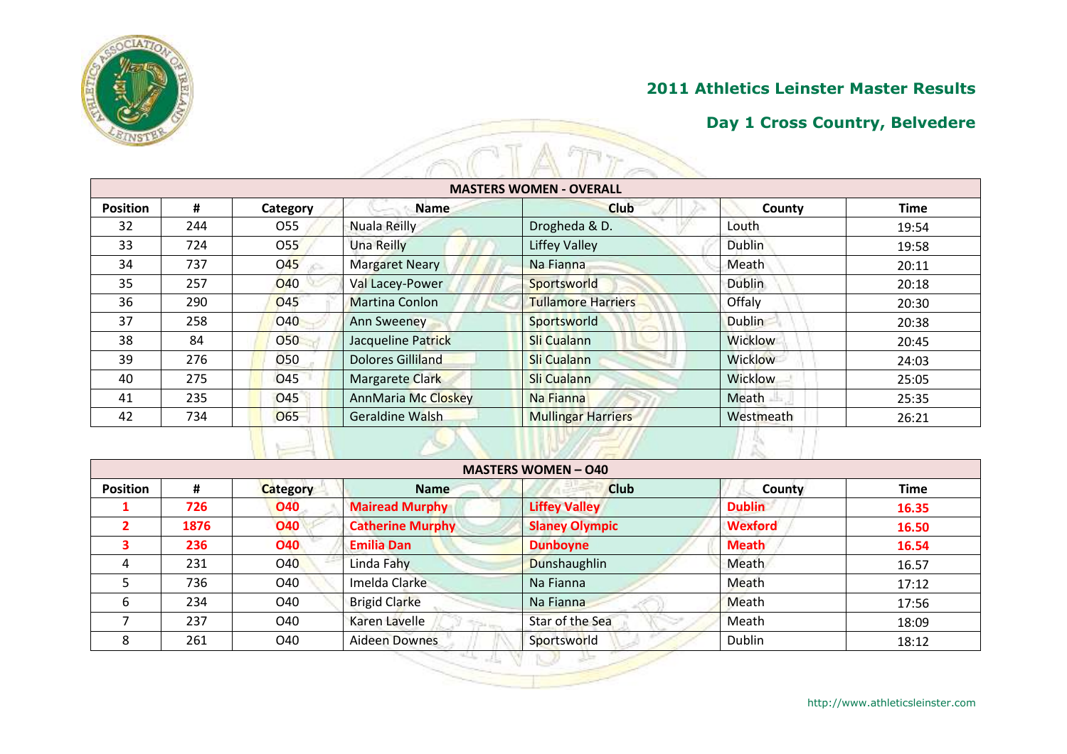## 2011 Athletics Leinster Master Results

## Day 1 Cross Country, Belvedere

| MASTERS WOMEN - OVERALL | | | | | | |
|---|---|---|---|---|---|---|
| **Position** | **#** | **Category** | **Name** | **Club** | **County** | **Time** |
| 32 | 244 | O55 | Nuala Reilly | Drogheda & D. | Louth | 19:54 |
| 33 | 724 | O55 | Una Reilly | Liffey Valley | Dublin | 19:58 |
| 34 | 737 | O45 | Margaret Neary | Na Fianna | Meath | 20:11 |
| 35 | 257 | O40 | Val Lacey-Power | Sportsworld | Dublin | 20:18 |
| 36 | 290 | O45 | Martina Conlon | Tullamore Harriers | Offaly | 20:30 |
| 37 | 258 | O40 | Ann Sweeney | Sportsworld | Dublin | 20:38 |
| 38 | 84 | O50 | Jacqueline Patrick | Sli Cualann | Wicklow | 20:45 |
| 39 | 276 | O50 | Dolores Gilliland | Sli Cualann | Wicklow | 24:03 |
| 40 | 275 | O45 | Margarete Clark | Sli Cualann | Wicklow | 25:05 |
| 41 | 235 | O45 | AnnMaria Mc Closkey | Na Fianna | Meath | 25:35 |
| 42 | 734 | O65 | Geraldine Walsh | Mullingar Harriers | Westmeath | 26:21 |

| MASTERS WOMEN – O40 | | | | | | |
|---|---|---|---|---|---|---|
| **Position** | **#** | **Category** | **Name** | **Club** | **County** | **Time** |
| **1** | **726** | **O40** | **Mairead Murphy** | **Liffey Valley** | **Dublin** | **16.35** |
| **2** | **1876** | **O40** | **Catherine Murphy** | **Slaney Olympic** | **Wexford** | **16.50** |
| **3** | **236** | **O40** | **Emilia Dan** | **Dunboyne** | **Meath** | **16.54** |
| 4 | 231 | O40 | Linda Fahy | Dunshaughlin | Meath | 16.57 |
| 5 | 736 | O40 | Imelda Clarke | Na Fianna | Meath | 17:12 |
| 6 | 234 | O40 | Brigid Clarke | Na Fianna | Meath | 17:56 |
| 7 | 237 | O40 | Karen Lavelle | Star of the Sea | Meath | 18:09 |
| 8 | 261 | O40 | Aideen Downes | Sportsworld | Dublin | 18:12 |

http://www.athleticsleinster.com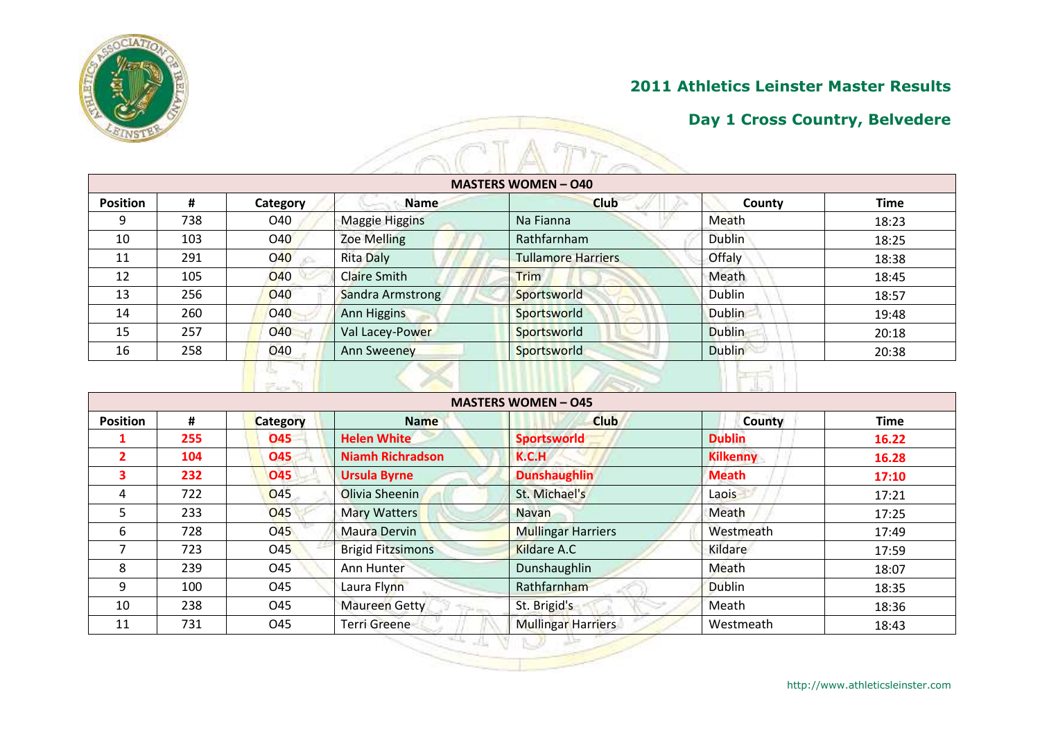## 2011 Athletics Leinster Master Results

## Day 1 Cross Country, Belvedere

| MASTERS WOMEN – O40 | | | | | | |
|---|---|---|---|---|---|---|
| **Position** | **#** | **Category** | **Name** | **Club** | **County** | **Time** |
| 9 | 738 | O40 | Maggie Higgins | Na Fianna | Meath | 18:23 |
| 10 | 103 | O40 | Zoe Melling | Rathfarnham | Dublin | 18:25 |
| 11 | 291 | O40 | Rita Daly | Tullamore Harriers | Offaly | 18:38 |
| 12 | 105 | O40 | Claire Smith | Trim | Meath | 18:45 |
| 13 | 256 | O40 | Sandra Armstrong | Sportsworld | Dublin | 18:57 |
| 14 | 260 | O40 | Ann Higgins | Sportsworld | Dublin | 19:48 |
| 15 | 257 | O40 | Val Lacey-Power | Sportsworld | Dublin | 20:18 |
| 16 | 258 | O40 | Ann Sweeney | Sportsworld | Dublin | 20:38 |

| MASTERS WOMEN – O45 | | | | | | |
|---|---|---|---|---|---|---|
| **Position** | **#** | **Category** | **Name** | **Club** | **County** | **Time** |
| **1** | **255** | **O45** | **Helen White** | **Sportsworld** | **Dublin** | **16.22** |
| **2** | **104** | **O45** | **Niamh Richradson** | **K.C.H** | **Kilkenny** | **16.28** |
| **3** | **232** | **O45** | **Ursula Byrne** | **Dunshaughlin** | **Meath** | **17:10** |
| 4 | 722 | O45 | Olivia Sheenin | St. Michael's | Laois | 17:21 |
| 5 | 233 | O45 | Mary Watters | Navan | Meath | 17:25 |
| 6 | 728 | O45 | Maura Dervin | Mullingar Harriers | Westmeath | 17:49 |
| 7 | 723 | O45 | Brigid Fitzsimons | Kildare A.C | Kildare | 17:59 |
| 8 | 239 | O45 | Ann Hunter | Dunshaughlin | Meath | 18:07 |
| 9 | 100 | O45 | Laura Flynn | Rathfarnham | Dublin | 18:35 |
| 10 | 238 | O45 | Maureen Getty | St. Brigid's | Meath | 18:36 |
| 11 | 731 | O45 | Terri Greene | Mullingar Harriers | Westmeath | 18:43 |

http://www.athleticsleinster.com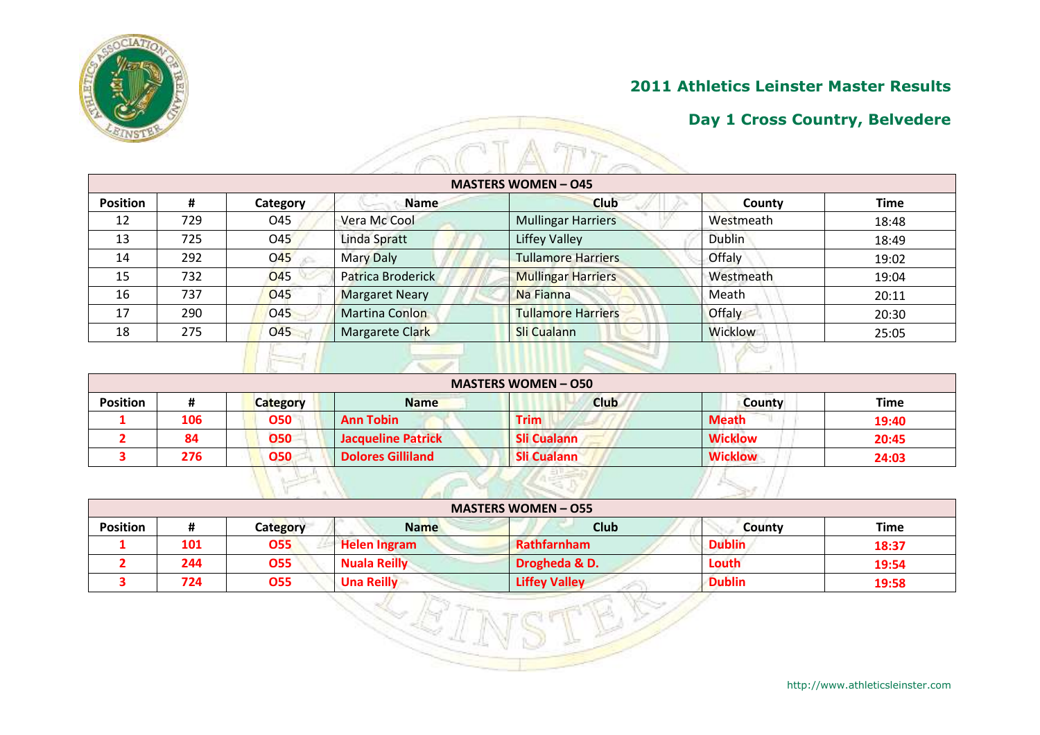## 2011 Athletics Leinster Master Results

## Day 1 Cross Country, Belvedere

| MASTERS WOMEN – O45 | | | | | | |
|---|---|---|---|---|---|---|
| **Position** | **#** | **Category** | **Name** | **Club** | **County** | **Time** |
| 12 | 729 | O45 | Vera Mc Cool | Mullingar Harriers | Westmeath | 18:48 |
| 13 | 725 | O45 | Linda Spratt | Liffey Valley | Dublin | 18:49 |
| 14 | 292 | O45 | Mary Daly | Tullamore Harriers | Offaly | 19:02 |
| 15 | 732 | O45 | Patrica Broderick | Mullingar Harriers | Westmeath | 19:04 |
| 16 | 737 | O45 | Margaret Neary | Na Fianna | Meath | 20:11 |
| 17 | 290 | O45 | Martina Conlon | Tullamore Harriers | Offaly | 20:30 |
| 18 | 275 | O45 | Margarete Clark | Sli Cualann | Wicklow | 25:05 |

| MASTERS WOMEN – O50 | | | | | | |
|---|---|---|---|---|---|---|
| **Position** | **#** | **Category** | **Name** | **Club** | **County** | **Time** |
| **1** | **106** | **O50** | **Ann Tobin** | **Trim** | **Meath** | **19:40** |
| **2** | **84** | **O50** | **Jacqueline Patrick** | **Sli Cualann** | **Wicklow** | **20:45** |
| **3** | **276** | **O50** | **Dolores Gilliland** | **Sli Cualann** | **Wicklow** | **24:03** |

| MASTERS WOMEN – O55 | | | | | | |
|---|---|---|---|---|---|---|
| **Position** | **#** | **Category** | **Name** | **Club** | **County** | **Time** |
| **1** | **101** | **O55** | **Helen Ingram** | **Rathfarnham** | **Dublin** | **18:37** |
| **2** | **244** | **O55** | **Nuala Reilly** | **Drogheda & D.** | **Louth** | **19:54** |
| **3** | **724** | **O55** | **Una Reilly** | **Liffey Valley** | **Dublin** | **19:58** |

http://www.athleticsleinster.com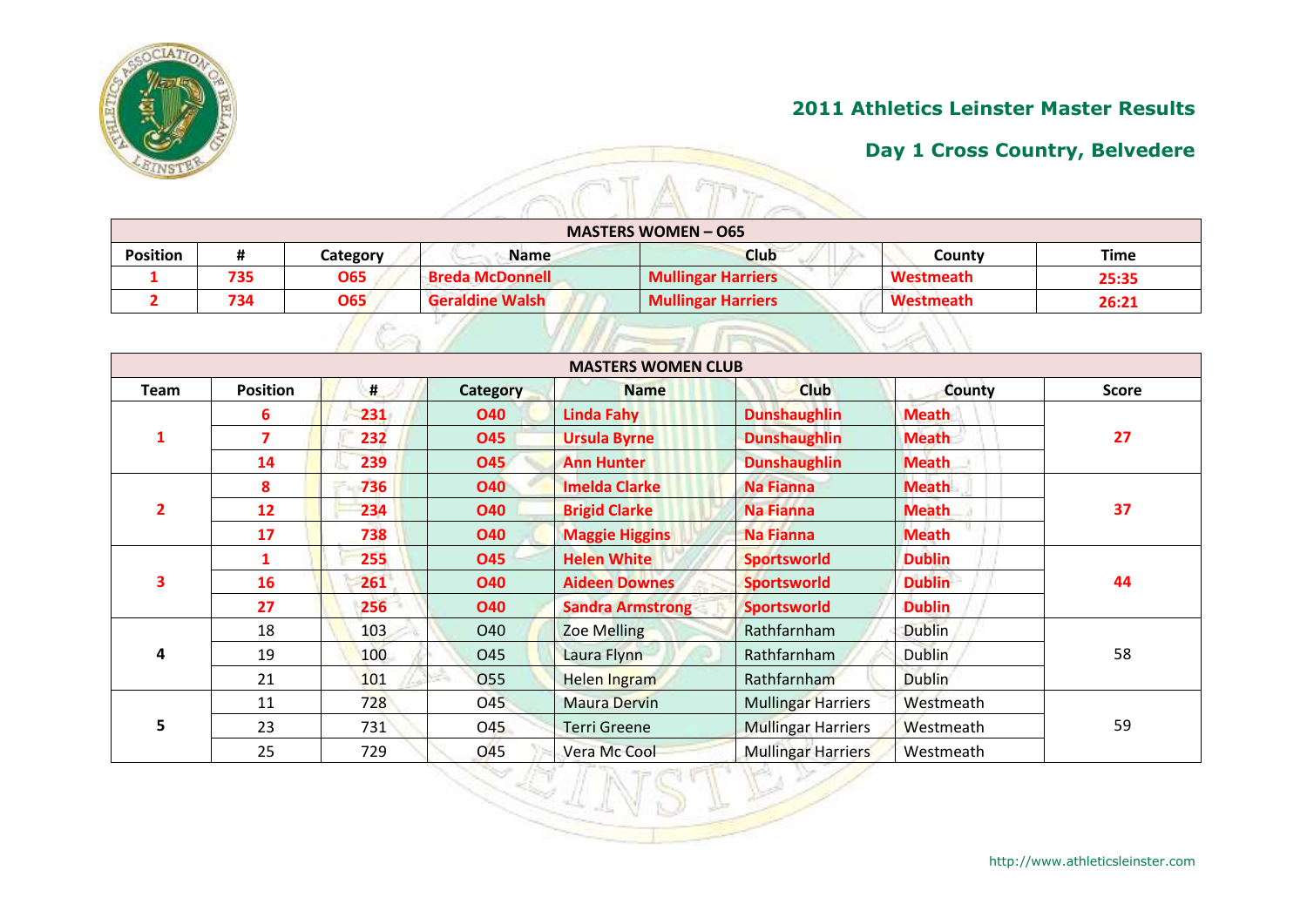## 2011 Athletics Leinster Master Results

## Day 1 Cross Country, Belvedere

| MASTERS WOMEN – O65 | | | | | | |
|---|---|---|---|---|---|---|
| **Position** | **#** | **Category** | **Name** | **Club** | **County** | **Time** |
| 1 | 735 | O65 | Breda McDonnell | Mullingar Harriers | Westmeath | 25:35 |
| 2 | 734 | O65 | Geraldine Walsh | Mullingar Harriers | Westmeath | 26:21 |

| MASTERS WOMEN CLUB | | | | | | | |
|---|---|---|---|---|---|---|---|
| **Team** | **Position** | **#** | **Category** | **Name** | **Club** | **County** | **Score** |
| 1 | 6 | 231 | O40 | Linda Fahy | Dunshaughlin | Meath | 27 |
| | 7 | 232 | O45 | Ursula Byrne | Dunshaughlin | Meath | |
| | 14 | 239 | O45 | Ann Hunter | Dunshaughlin | Meath | |
| 2 | 8 | 736 | O40 | Imelda Clarke | Na Fianna | Meath | 37 |
| | 12 | 234 | O40 | Brigid Clarke | Na Fianna | Meath | |
| | 17 | 738 | O40 | Maggie Higgins | Na Fianna | Meath | |
| 3 | 1 | 255 | O45 | Helen White | Sportsworld | Dublin | 44 |
| | 16 | 261 | O40 | Aideen Downes | Sportsworld | Dublin | |
| | 27 | 256 | O40 | Sandra Armstrong | Sportsworld | Dublin | |
| 4 | 18 | 103 | O40 | Zoe Melling | Rathfarnham | Dublin | 58 |
| | 19 | 100 | O45 | Laura Flynn | Rathfarnham | Dublin | |
| | 21 | 101 | O55 | Helen Ingram | Rathfarnham | Dublin | |
| 5 | 11 | 728 | O45 | Maura Dervin | Mullingar Harriers | Westmeath | 59 |
| | 23 | 731 | O45 | Terri Greene | Mullingar Harriers | Westmeath | |
| | 25 | 729 | O45 | Vera Mc Cool | Mullingar Harriers | Westmeath | |

http://www.athleticsleinster.com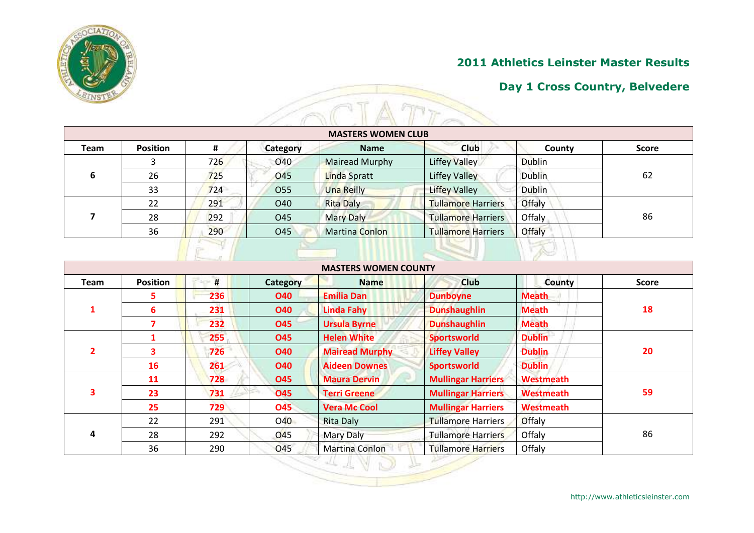## 2011 Athletics Leinster Master Results

## Day 1 Cross Country, Belvedere

| MASTERS WOMEN CLUB | | | | | | | |
|---|---|---|---|---|---|---|---|
| **Team** | **Position** | **#** | **Category** | **Name** | **Club** | **County** | **Score** |
| 6 | 3 | 726 | O40 | Mairead Murphy | Liffey Valley | Dublin | 62 |
| | 26 | 725 | O45 | Linda Spratt | Liffey Valley | Dublin | |
| | 33 | 724 | O55 | Una Reilly | Liffey Valley | Dublin | |
| 7 | 22 | 291 | O40 | Rita Daly | Tullamore Harriers | Offaly | 86 |
| | 28 | 292 | O45 | Mary Daly | Tullamore Harriers | Offaly | |
| | 36 | 290 | O45 | Martina Conlon | Tullamore Harriers | Offaly | |

| MASTERS WOMEN COUNTY | | | | | | | |
|---|---|---|---|---|---|---|---|
| **Team** | **Position** | **#** | **Category** | **Name** | **Club** | **County** | **Score** |
| **1** | **5** | **236** | **O40** | **Emilia Dan** | **Dunboyne** | **Meath** | **18** |
| | **6** | **231** | **O40** | **Linda Fahy** | **Dunshaughlin** | **Meath** | |
| | **7** | **232** | **O45** | **Ursula Byrne** | **Dunshaughlin** | **Meath** | |
| **2** | **1** | **255** | **O45** | **Helen White** | **Sportsworld** | **Dublin** | **20** |
| | **3** | **726** | **O40** | **Mairead Murphy** | **Liffey Valley** | **Dublin** | |
| | **16** | **261** | **O40** | **Aideen Downes** | **Sportsworld** | **Dublin** | |
| **3** | **11** | **728** | **O45** | **Maura Dervin** | **Mullingar Harriers** | **Westmeath** | **59** |
| | **23** | **731** | **O45** | **Terri Greene** | **Mullingar Harriers** | **Westmeath** | |
| | **25** | **729** | **O45** | **Vera Mc Cool** | **Mullingar Harriers** | **Westmeath** | |
| 4 | 22 | 291 | O40 | Rita Daly | Tullamore Harriers | Offaly | 86 |
| | 28 | 292 | O45 | Mary Daly | Tullamore Harriers | Offaly | |
| | 36 | 290 | O45 | Martina Conlon | Tullamore Harriers | Offaly | |

http://www.athleticsleinster.com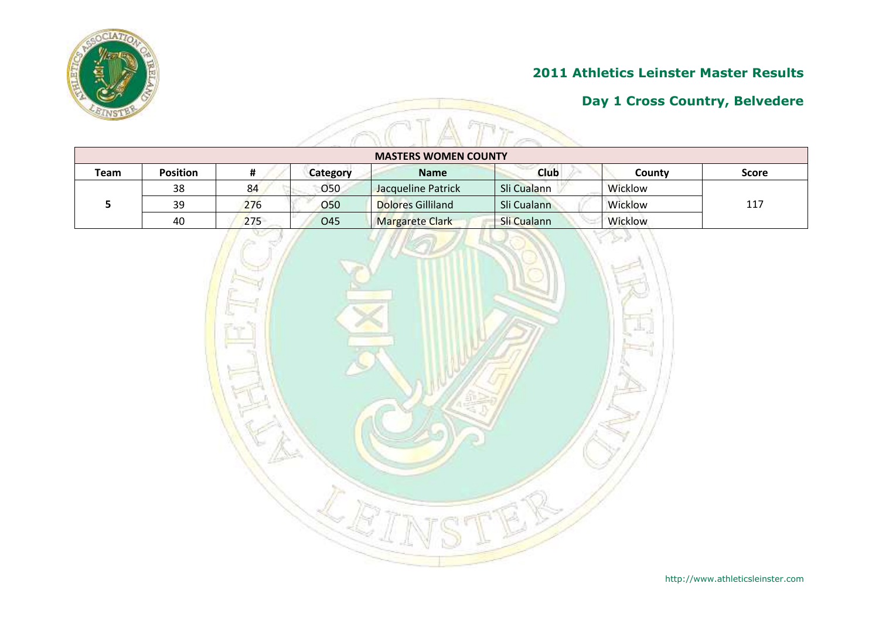## 2011 Athletics Leinster Master Results

## Day 1 Cross Country, Belvedere

| MASTERS WOMEN COUNTY | | | | | | | |
|---|---|---|---|---|---|---|---|
| **Team** | **Position** | **#** | **Category** | **Name** | **Club** | **County** | **Score** |
| 5 | 38 | 84 | O50 | Jacqueline Patrick | Sli Cualann | Wicklow | 117 |
| | 39 | 276 | O50 | Dolores Gilliland | Sli Cualann | Wicklow | |
| | 40 | 275 | O45 | Margarete Clark | Sli Cualann | Wicklow | |

http://www.athleticsleinster.com